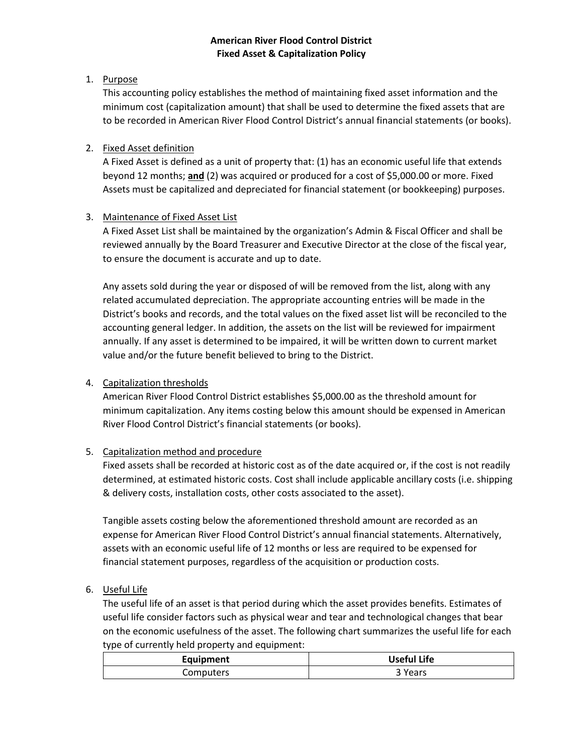# American River Flood Control District
## Fixed Asset & Capitalization Policy

1. Purpose

   This accounting policy establishes the method of maintaining fixed asset information and the minimum cost (capitalization amount) that shall be used to determine the fixed assets that are to be recorded in American River Flood Control District's annual financial statements (or books).

2. Fixed Asset definition

   A Fixed Asset is defined as a unit of property that: (1) has an economic useful life that extends beyond 12 months; **and** (2) was acquired or produced for a cost of $5,000.00 or more. Fixed Assets must be capitalized and depreciated for financial statement (or bookkeeping) purposes.

3. Maintenance of Fixed Asset List

   A Fixed Asset List shall be maintained by the organization's Admin & Fiscal Officer and shall be reviewed annually by the Board Treasurer and Executive Director at the close of the fiscal year, to ensure the document is accurate and up to date.

   Any assets sold during the year or disposed of will be removed from the list, along with any related accumulated depreciation. The appropriate accounting entries will be made in the District's books and records, and the total values on the fixed asset list will be reconciled to the accounting general ledger. In addition, the assets on the list will be reviewed for impairment annually. If any asset is determined to be impaired, it will be written down to current market value and/or the future benefit believed to bring to the District.

4. Capitalization thresholds

   American River Flood Control District establishes $5,000.00 as the threshold amount for minimum capitalization. Any items costing below this amount should be expensed in American River Flood Control District's financial statements (or books).

5. Capitalization method and procedure

   Fixed assets shall be recorded at historic cost as of the date acquired or, if the cost is not readily determined, at estimated historic costs. Cost shall include applicable ancillary costs (i.e. shipping & delivery costs, installation costs, other costs associated to the asset).

   Tangible assets costing below the aforementioned threshold amount are recorded as an expense for American River Flood Control District's annual financial statements. Alternatively, assets with an economic useful life of 12 months or less are required to be expensed for financial statement purposes, regardless of the acquisition or production costs.

6. Useful Life

   The useful life of an asset is that period during which the asset provides benefits. Estimates of useful life consider factors such as physical wear and tear and technological changes that bear on the economic usefulness of the asset. The following chart summarizes the useful life for each type of currently held property and equipment:

| Equipment | Useful Life |
|---|---|
| Computers | 3 Years |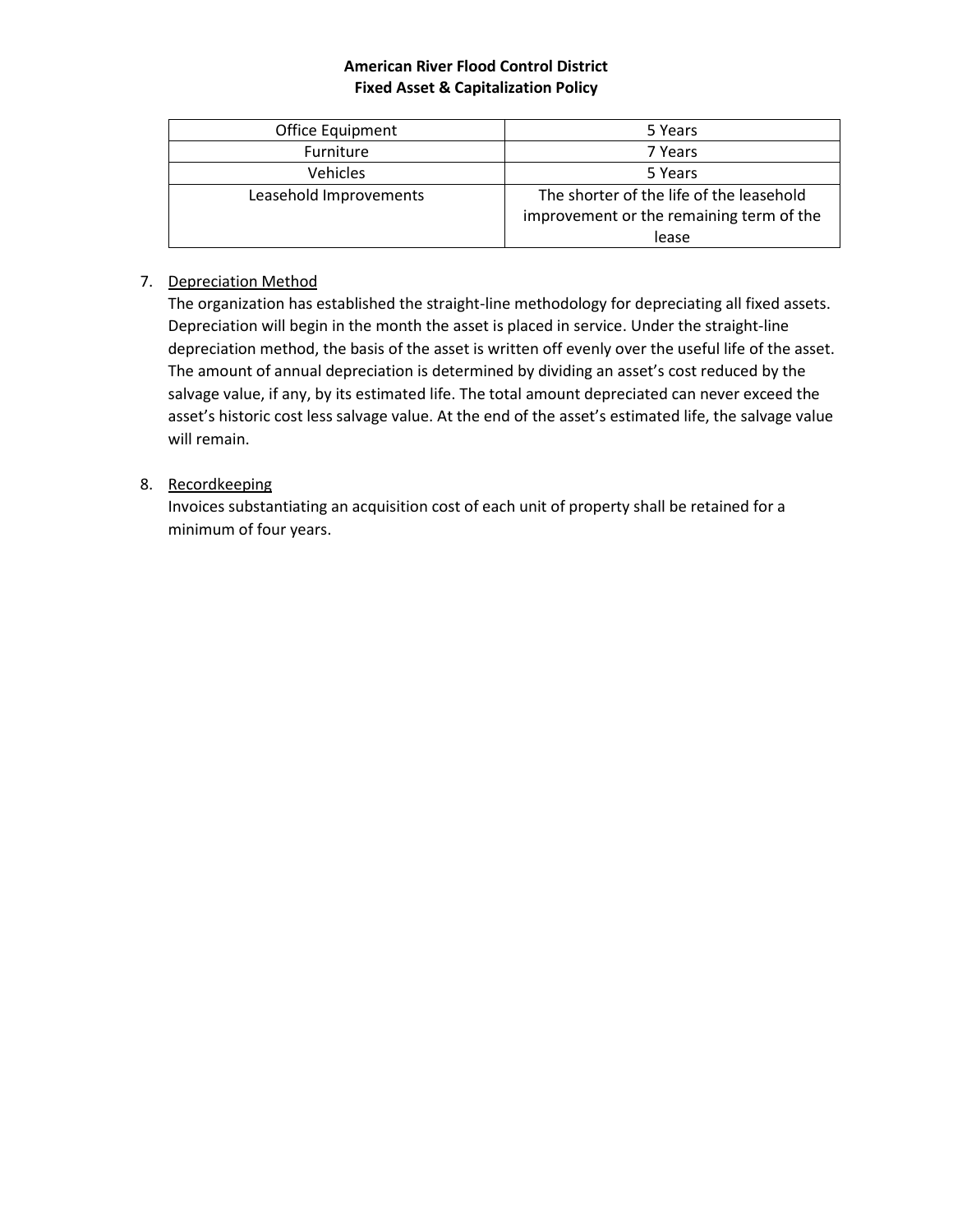| | |
|---|---|
| Office Equipment | 5 Years |
| Furniture | 7 Years |
| Vehicles | 5 Years |
| Leasehold Improvements | The shorter of the life of the leasehold improvement or the remaining term of the lease |

7. Depreciation Method

   The organization has established the straight-line methodology for depreciating all fixed assets. Depreciation will begin in the month the asset is placed in service. Under the straight-line depreciation method, the basis of the asset is written off evenly over the useful life of the asset. The amount of annual depreciation is determined by dividing an asset's cost reduced by the salvage value, if any, by its estimated life. The total amount depreciated can never exceed the asset's historic cost less salvage value. At the end of the asset's estimated life, the salvage value will remain.

8. Recordkeeping

   Invoices substantiating an acquisition cost of each unit of property shall be retained for a minimum of four years.